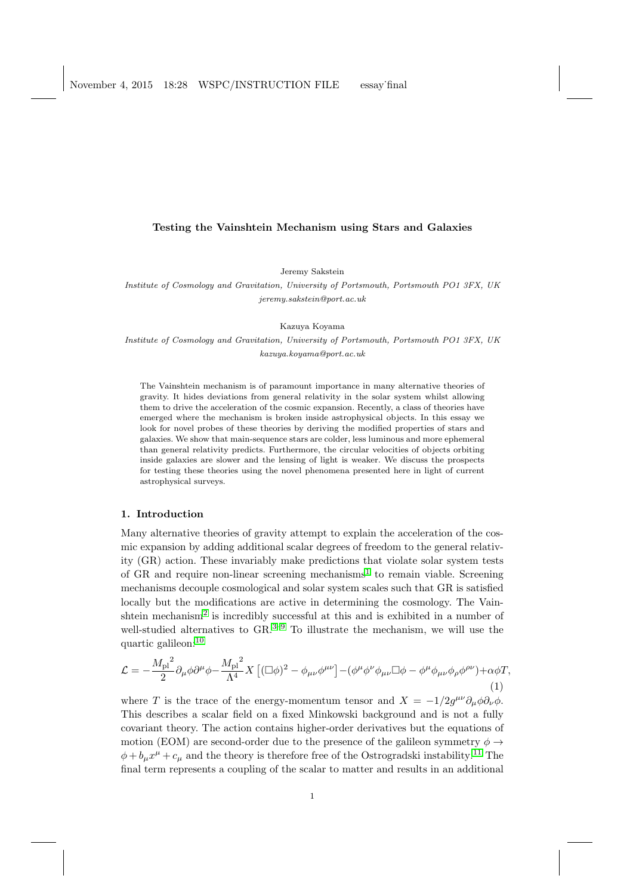# Testing the Vainshtein Mechanism using Stars and Galaxies

Jeremy Sakstein

*Institute of Cosmology and Gravitation, University of Portsmouth, Portsmouth PO1 3FX, UK*
*jeremy.sakstein@port.ac.uk*

Kazuya Koyama

*Institute of Cosmology and Gravitation, University of Portsmouth, Portsmouth PO1 3FX, UK*
*kazuya.koyama@port.ac.uk*

The Vainshtein mechanism is of paramount importance in many alternative theories of gravity. It hides deviations from general relativity in the solar system whilst allowing them to drive the acceleration of the cosmic expansion. Recently, a class of theories have emerged where the mechanism is broken inside astrophysical objects. In this essay we look for novel probes of these theories by deriving the modified properties of stars and galaxies. We show that main-sequence stars are colder, less luminous and more ephemeral than general relativity predicts. Furthermore, the circular velocities of objects orbiting inside galaxies are slower and the lensing of light is weaker. We discuss the prospects for testing these theories using the novel phenomena presented here in light of current astrophysical surveys.

## 1. Introduction

Many alternative theories of gravity attempt to explain the acceleration of the cosmic expansion by adding additional scalar degrees of freedom to the general relativity (GR) action. These invariably make predictions that violate solar system tests of GR and require non-linear screening mechanisms[1] to remain viable. Screening mechanisms decouple cosmological and solar system scales such that GR is satisfied locally but the modifications are active in determining the cosmology. The Vainshtein mechanism[2] is incredibly successful at this and is exhibited in a number of well-studied alternatives to GR.[3–9] To illustrate the mechanism, we will use the quartic galileon:[10]

$$\mathcal{L} = -\frac{{M_{\rm pl}}^2}{2}\partial_\mu\phi\partial^\mu\phi - \frac{{M_{\rm pl}}^2}{\Lambda^4}X\left[(\Box\phi)^2 - \phi_{\mu\nu}\phi^{\mu\nu}\right] - (\phi^\mu\phi^\nu\phi_{\mu\nu}\Box\phi - \phi^\mu\phi_{\mu\nu}\phi_\rho\phi^{\rho\nu}) + \alpha\phi T, \tag{1}$$

where $T$ is the trace of the energy-momentum tensor and $X = -1/2g^{\mu\nu}\partial_\mu\phi\partial_\nu\phi$. This describes a scalar field on a fixed Minkowski background and is not a fully covariant theory. The action contains higher-order derivatives but the equations of motion (EOM) are second-order due to the presence of the galileon symmetry $\phi \to \phi + b_\mu x^\mu + c_\mu$ and the theory is therefore free of the Ostrogradski instability.[11] The final term represents a coupling of the scalar to matter and results in an additional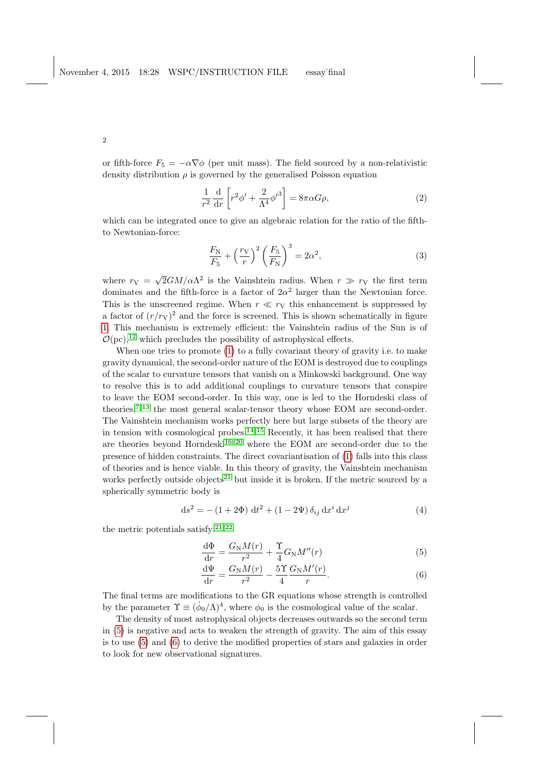or fifth-force $F_5 = -\alpha \nabla \phi$ (per unit mass). The field sourced by a non-relativistic density distribution $\rho$ is governed by the generalised Poisson equation

$$\frac{1}{r^2}\frac{\mathrm{d}}{\mathrm{d}r}\left[r^2\phi' + \frac{2}{\Lambda^4}{\phi'}^3\right] = 8\pi\alpha G\rho, \tag{2}$$

which can be integrated once to give an algebraic relation for the ratio of the fifth- to Newtonian-force:

$$\frac{F_{\mathrm{N}}}{F_5} + \left(\frac{r_{\mathrm{V}}}{r}\right)^2\left(\frac{F_5}{F_{\mathrm{N}}}\right)^3 = 2\alpha^2, \tag{3}$$

where $r_{\mathrm{V}} = \sqrt{2}GM/\alpha\Lambda^2$ is the Vainshtein radius. When $r \gg r_{\mathrm{V}}$ the first term dominates and the fifth-force is a factor of $2\alpha^2$ larger than the Newtonian force. This is the unscreened regime. When $r \ll r_{\mathrm{V}}$ this enhancement is suppressed by a factor of $(r/r_{\mathrm{V}})^2$ and the force is screened. This is shown schematically in figure 1. This mechanism is extremely efficient: the Vainshtein radius of the Sun is of $\mathcal{O}(\mathrm{pc})$,[12] which precludes the possibility of astrophysical effects.

When one tries to promote (1) to a fully covariant theory of gravity i.e. to make gravity dynamical, the second-order nature of the EOM is destroyed due to couplings of the scalar to curvature tensors that vanish on a Minkowski background. One way to resolve this is to add additional couplings to curvature tensors that conspire to leave the EOM second-order. In this way, one is led to the Horndeski class of theories,[7,13] the most general scalar-tensor theory whose EOM are second-order. The Vainshtein mechanism works perfectly here but large subsets of the theory are in tension with cosmological probes.[14,15] Recently, it has been realised that there are theories beyond Horndeski[16–20] where the EOM are second-order due to the presence of hidden constraints. The direct covariantisation of (1) falls into this class of theories and is hence viable. In this theory of gravity, the Vainshtein mechanism works perfectly outside objects[21] but inside it is broken. If the metric sourced by a spherically symmetric body is

$$\mathrm{d}s^2 = -\left(1+2\Phi\right)\,\mathrm{d}t^2 + \left(1-2\Psi\right)\delta_{ij}\,\mathrm{d}x^i\,\mathrm{d}x^j \tag{4}$$

the metric potentials satisfy[21,22]

$$\frac{\mathrm{d}\Phi}{\mathrm{d}r} = \frac{G_{\mathrm{N}}M(r)}{r^2} + \frac{\Upsilon}{4}G_{\mathrm{N}}M''(r) \tag{5}$$

$$\frac{\mathrm{d}\Psi}{\mathrm{d}r} = \frac{G_{\mathrm{N}}M(r)}{r^2} - \frac{5\Upsilon}{4}\frac{G_{\mathrm{N}}M'(r)}{r}. \tag{6}$$

The final terms are modifications to the GR equations whose strength is controlled by the parameter $\Upsilon \equiv (\dot{\phi}_0/\Lambda)^4$, where $\phi_0$ is the cosmological value of the scalar.

The density of most astrophysical objects decreases outwards so the second term in (5) is negative and acts to weaken the strength of gravity. The aim of this essay is to use (5) and (6) to derive the modified properties of stars and galaxies in order to look for new observational signatures.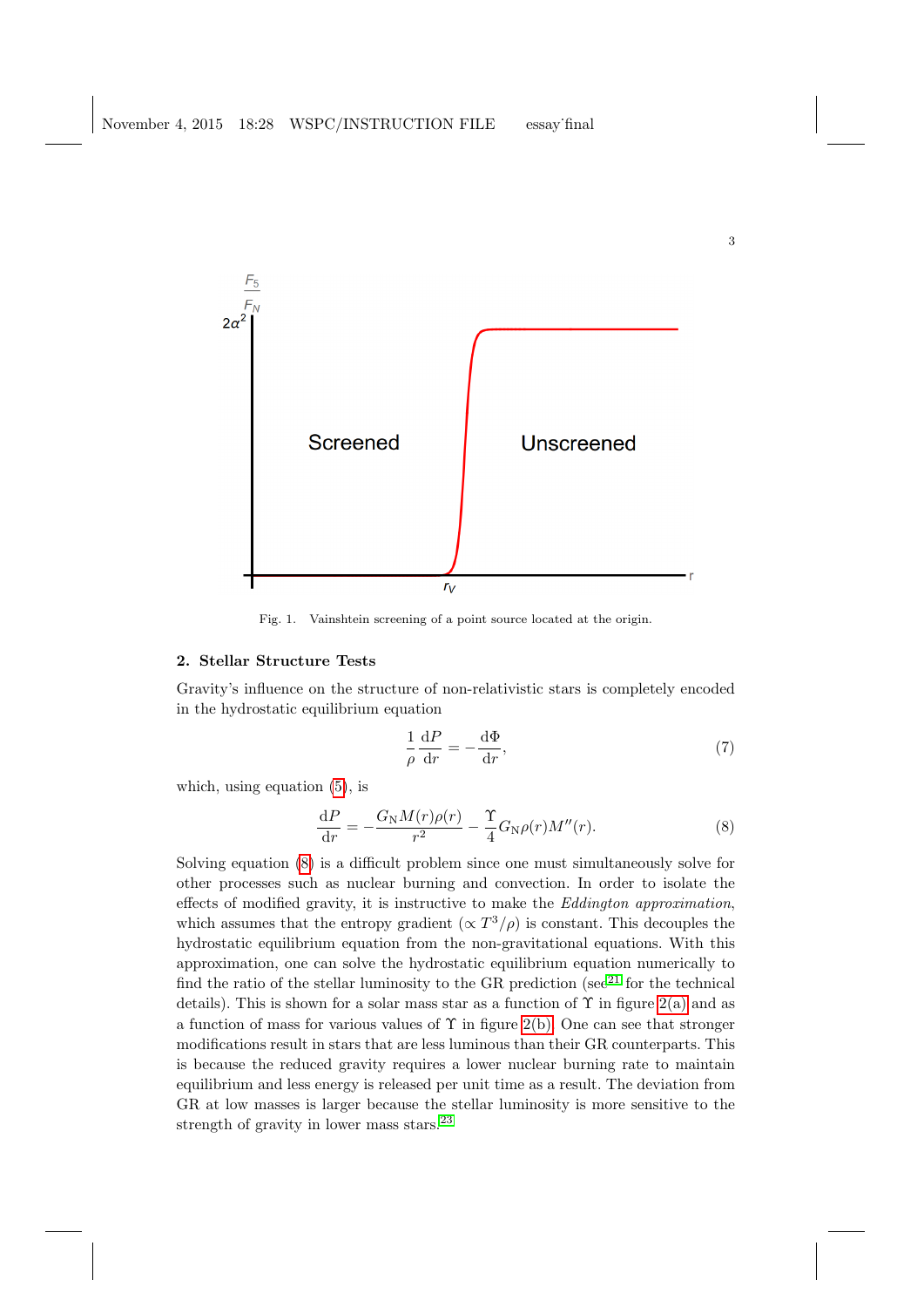Fig. 1. Vainshtein screening of a point source located at the origin.

## 2. Stellar Structure Tests

Gravity's influence on the structure of non-relativistic stars is completely encoded in the hydrostatic equilibrium equation

$$\frac{1}{\rho}\frac{\mathrm{d}P}{\mathrm{d}r} = -\frac{\mathrm{d}\Phi}{\mathrm{d}r}, \tag{7}$$

which, using equation (5), is

$$\frac{\mathrm{d}P}{\mathrm{d}r} = -\frac{G_{\mathrm{N}}M(r)\rho(r)}{r^2} - \frac{\Upsilon}{4}G_{\mathrm{N}}\rho(r)M''(r). \tag{8}$$

Solving equation (8) is a difficult problem since one must simultaneously solve for other processes such as nuclear burning and convection. In order to isolate the effects of modified gravity, it is instructive to make the *Eddington approximation*, which assumes that the entropy gradient ($\propto T^3/\rho$) is constant. This decouples the hydrostatic equilibrium equation from the non-gravitational equations. With this approximation, one can solve the hydrostatic equilibrium equation numerically to find the ratio of the stellar luminosity to the GR prediction (see[21] for the technical details). This is shown for a solar mass star as a function of $\Upsilon$ in figure 2(a) and as a function of mass for various values of $\Upsilon$ in figure 2(b). One can see that stronger modifications result in stars that are less luminous than their GR counterparts. This is because the reduced gravity requires a lower nuclear burning rate to maintain equilibrium and less energy is released per unit time as a result. The deviation from GR at low masses is larger because the stellar luminosity is more sensitive to the strength of gravity in lower mass stars.[23]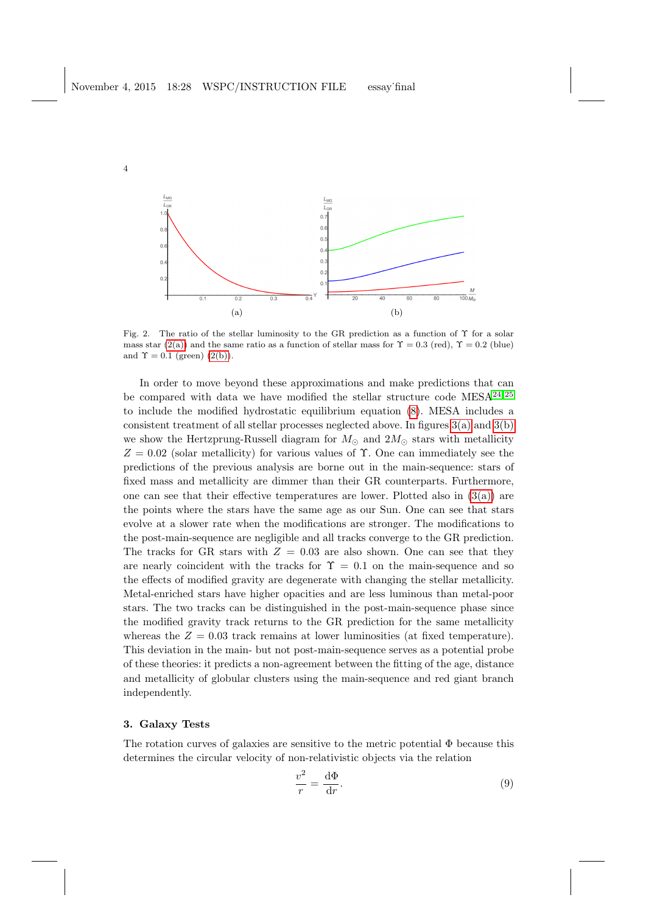Fig. 2. The ratio of the stellar luminosity to the GR prediction as a function of $\Upsilon$ for a solar mass star (2(a)) and the same ratio as a function of stellar mass for $\Upsilon = 0.3$ (red), $\Upsilon = 0.2$ (blue) and $\Upsilon = 0.1$ (green) (2(b)).

In order to move beyond these approximations and make predictions that can be compared with data we have modified the stellar structure code MESA[24,25] to include the modified hydrostatic equilibrium equation (8). MESA includes a consistent treatment of all stellar processes neglected above. In figures 3(a) and 3(b) we show the Hertzprung-Russell diagram for $M_\odot$ and $2M_\odot$ stars with metallicity $Z = 0.02$ (solar metallicity) for various values of $\Upsilon$. One can immediately see the predictions of the previous analysis are borne out in the main-sequence: stars of fixed mass and metallicity are dimmer than their GR counterparts. Furthermore, one can see that their effective temperatures are lower. Plotted also in (3(a)) are the points where the stars have the same age as our Sun. One can see that stars evolve at a slower rate when the modifications are stronger. The modifications to the post-main-sequence are negligible and all tracks converge to the GR prediction. The tracks for GR stars with $Z = 0.03$ are also shown. One can see that they are nearly coincident with the tracks for $\Upsilon = 0.1$ on the main-sequence and so the effects of modified gravity are degenerate with changing the stellar metallicity. Metal-enriched stars have higher opacities and are less luminous than metal-poor stars. The two tracks can be distinguished in the post-main-sequence phase since the modified gravity track returns to the GR prediction for the same metallicity whereas the $Z = 0.03$ track remains at lower luminosities (at fixed temperature). This deviation in the main- but not post-main-sequence serves as a potential probe of these theories: it predicts a non-agreement between the fitting of the age, distance and metallicity of globular clusters using the main-sequence and red giant branch independently.

## 3. Galaxy Tests

The rotation curves of galaxies are sensitive to the metric potential $\Phi$ because this determines the circular velocity of non-relativistic objects via the relation

$$\frac{v^2}{r} = \frac{\mathrm{d}\Phi}{\mathrm{d}r}. \tag{9}$$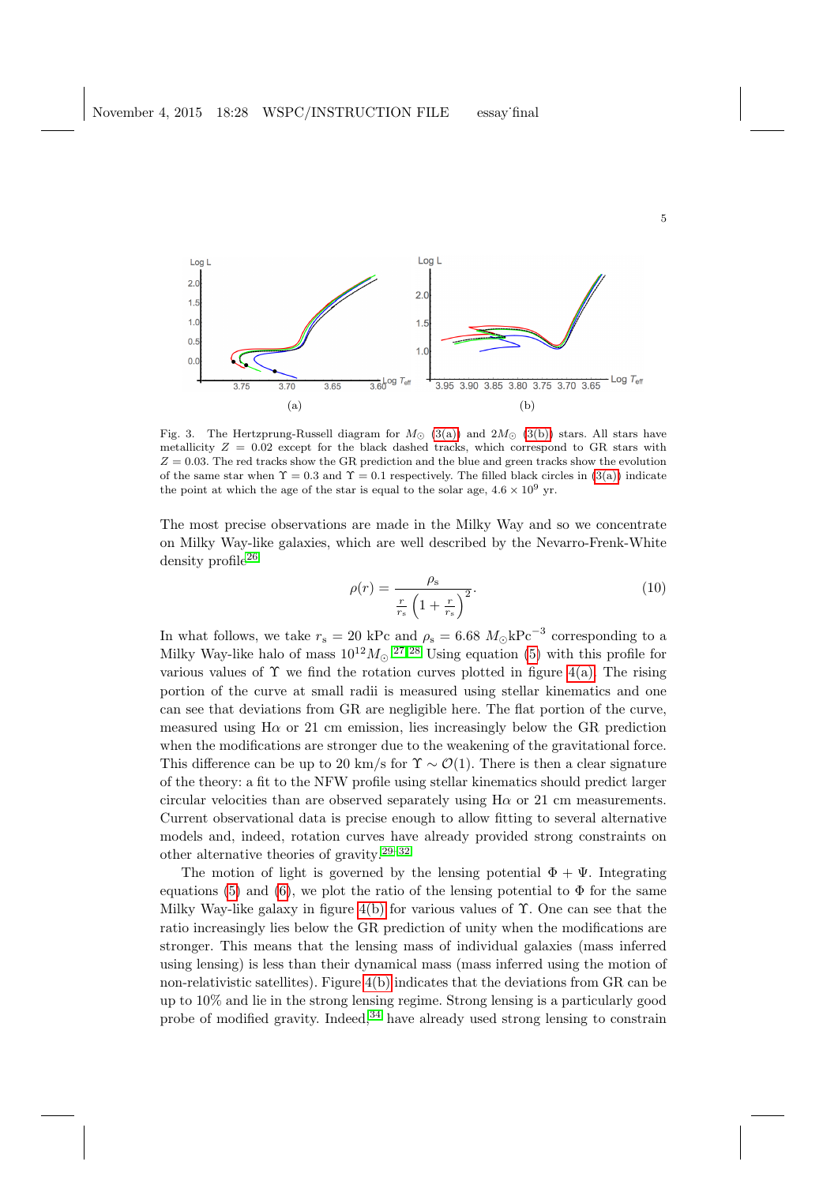Fig. 3. The Hertzprung-Russell diagram for $M_{\odot}$ (3(a)) and $2M_{\odot}$ (3(b)) stars. All stars have metallicity $Z = 0.02$ except for the black dashed tracks, which correspond to GR stars with $Z = 0.03$. The red tracks show the GR prediction and the blue and green tracks show the evolution of the same star when $\Upsilon = 0.3$ and $\Upsilon = 0.1$ respectively. The filled black circles in (3(a)) indicate the point at which the age of the star is equal to the solar age, $4.6 \times 10^9$ yr.

The most precise observations are made in the Milky Way and so we concentrate on Milky Way-like galaxies, which are well described by the Nevarro-Frenk-White density profile[26]

$$\rho(r) = \frac{\rho_{\rm s}}{\frac{r}{r_{\rm s}}\left(1+\frac{r}{r_{\rm s}}\right)^2}. \tag{10}$$

In what follows, we take $r_{\rm s} = 20$ kPc and $\rho_{\rm s} = 6.68\ M_{\odot}\text{kPc}^{-3}$ corresponding to a Milky Way-like halo of mass $10^{12}M_{\odot}$.[27,28] Using equation (5) with this profile for various values of $\Upsilon$ we find the rotation curves plotted in figure 4(a). The rising portion of the curve at small radii is measured using stellar kinematics and one can see that deviations from GR are negligible here. The flat portion of the curve, measured using H$\alpha$ or 21 cm emission, lies increasingly below the GR prediction when the modifications are stronger due to the weakening of the gravitational force. This difference can be up to 20 km/s for $\Upsilon \sim \mathcal{O}(1)$. There is then a clear signature of the theory: a fit to the NFW profile using stellar kinematics should predict larger circular velocities than are observed separately using H$\alpha$ or 21 cm measurements. Current observational data is precise enough to allow fitting to several alternative models and, indeed, rotation curves have already provided strong constraints on other alternative theories of gravity.[29–32]

The motion of light is governed by the lensing potential $\Phi + \Psi$. Integrating equations (5) and (6), we plot the ratio of the lensing potential to $\Phi$ for the same Milky Way-like galaxy in figure 4(b) for various values of $\Upsilon$. One can see that the ratio increasingly lies below the GR prediction of unity when the modifications are stronger. This means that the lensing mass of individual galaxies (mass inferred using lensing) is less than their dynamical mass (mass inferred using the motion of non-relativistic satellites). Figure 4(b) indicates that the deviations from GR can be up to 10% and lie in the strong lensing regime. Strong lensing is a particularly good probe of modified gravity. Indeed,[34] have already used strong lensing to constrain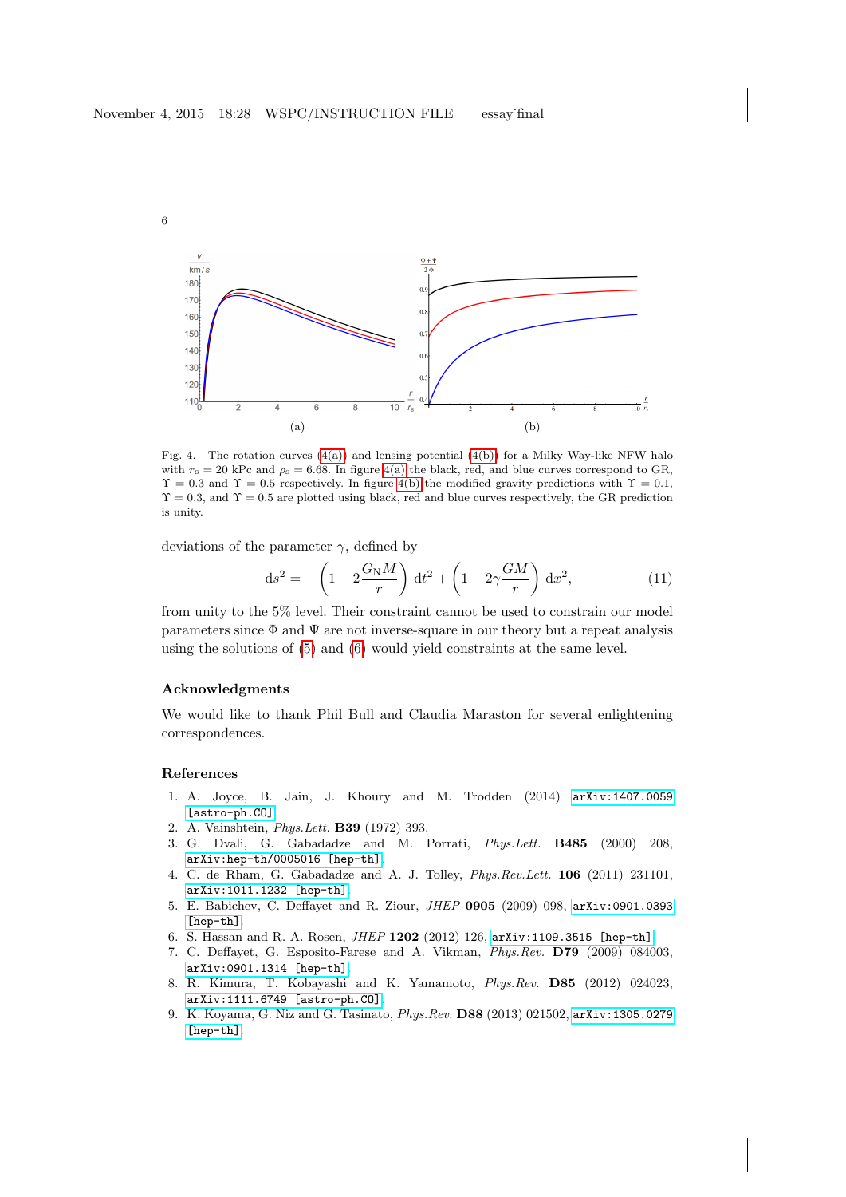Fig. 4. The rotation curves (4(a)) and lensing potential (4(b)) for a Milky Way-like NFW halo with $r_s = 20$ kPc and $\rho_s = 6.68$. In figure 4(a) the black, red, and blue curves correspond to GR, $\Upsilon = 0.3$ and $\Upsilon = 0.5$ respectively. In figure 4(b) the modified gravity predictions with $\Upsilon = 0.1$, $\Upsilon = 0.3$, and $\Upsilon = 0.5$ are plotted using black, red and blue curves respectively, the GR prediction is unity.

deviations of the parameter $\gamma$, defined by

$$\mathrm{d}s^2 = -\left(1 + 2\frac{G_\mathrm{N} M}{r}\right)\,\mathrm{d}t^2 + \left(1 - 2\gamma\frac{GM}{r}\right)\,\mathrm{d}x^2, \tag{11}$$

from unity to the 5% level. Their constraint cannot be used to constrain our model parameters since $\Phi$ and $\Psi$ are not inverse-square in our theory but a repeat analysis using the solutions of (5) and (6) would yield constraints at the same level.

## Acknowledgments

We would like to thank Phil Bull and Claudia Maraston for several enlightening correspondences.

## References

1. A. Joyce, B. Jain, J. Khoury and M. Trodden (2014) arXiv:1407.0059 [astro-ph.CO]
2. A. Vainshtein, *Phys.Lett.* **B39** (1972) 393.
3. G. Dvali, G. Gabadadze and M. Porrati, *Phys.Lett.* **B485** (2000) 208, arXiv:hep-th/0005016 [hep-th].
4. C. de Rham, G. Gabadadze and A. J. Tolley, *Phys.Rev.Lett.* **106** (2011) 231101, arXiv:1011.1232 [hep-th].
5. E. Babichev, C. Deffayet and R. Ziour, *JHEP* **0905** (2009) 098, arXiv:0901.0393 [hep-th]
6. S. Hassan and R. A. Rosen, *JHEP* **1202** (2012) 126, arXiv:1109.3515 [hep-th]
7. C. Deffayet, G. Esposito-Farese and A. Vikman, *Phys.Rev.* **D79** (2009) 084003, arXiv:0901.1314 [hep-th].
8. R. Kimura, T. Kobayashi and K. Yamamoto, *Phys.Rev.* **D85** (2012) 024023, arXiv:1111.6749 [astro-ph.CO].
9. K. Koyama, G. Niz and G. Tasinato, *Phys.Rev.* **D88** (2013) 021502, arXiv:1305.0279 [hep-th]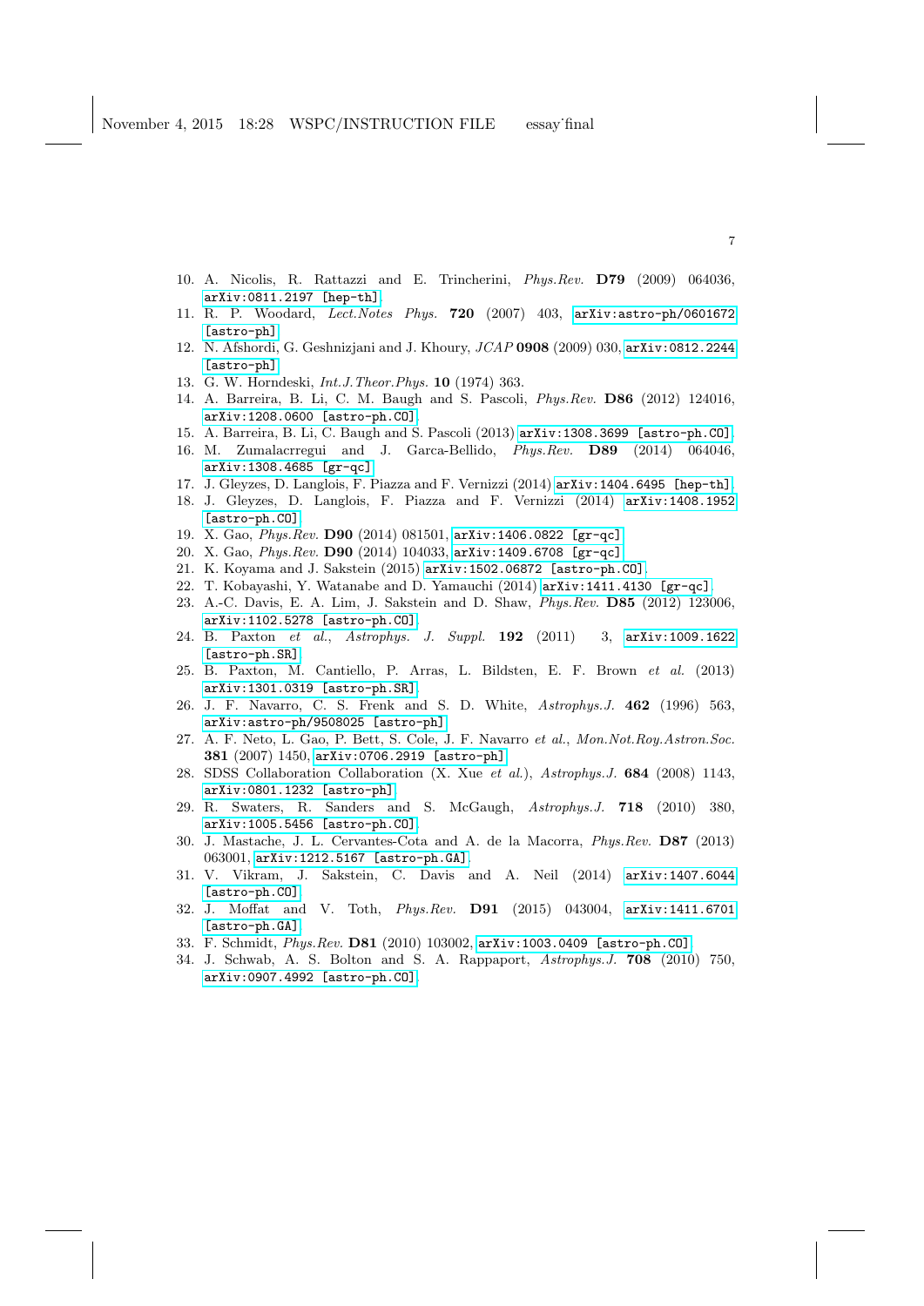10. A. Nicolis, R. Rattazzi and E. Trincherini, *Phys.Rev.* **D79** (2009) 064036, arXiv:0811.2197 [hep-th].
11. R. P. Woodard, *Lect.Notes Phys.* **720** (2007) 403, arXiv:astro-ph/0601672 [astro-ph].
12. N. Afshordi, G. Geshnizjani and J. Khoury, *JCAP* **0908** (2009) 030, arXiv:0812.2244 [astro-ph].
13. G. W. Horndeski, *Int.J.Theor.Phys.* **10** (1974) 363.
14. A. Barreira, B. Li, C. M. Baugh and S. Pascoli, *Phys.Rev.* **D86** (2012) 124016, arXiv:1208.0600 [astro-ph.CO].
15. A. Barreira, B. Li, C. Baugh and S. Pascoli (2013) arXiv:1308.3699 [astro-ph.CO].
16. M. Zumalacregui and J. Garca-Bellido, *Phys.Rev.* **D89** (2014) 064046, arXiv:1308.4685 [gr-qc].
17. J. Gleyzes, D. Langlois, F. Piazza and F. Vernizzi (2014) arXiv:1404.6495 [hep-th].
18. J. Gleyzes, D. Langlois, F. Piazza and F. Vernizzi (2014) arXiv:1408.1952 [astro-ph.CO].
19. X. Gao, *Phys.Rev.* **D90** (2014) 081501, arXiv:1406.0822 [gr-qc].
20. X. Gao, *Phys.Rev.* **D90** (2014) 104033, arXiv:1409.6708 [gr-qc].
21. K. Koyama and J. Sakstein (2015) arXiv:1502.06872 [astro-ph.CO].
22. T. Kobayashi, Y. Watanabe and D. Yamauchi (2014) arXiv:1411.4130 [gr-qc].
23. A.-C. Davis, E. A. Lim, J. Sakstein and D. Shaw, *Phys.Rev.* **D85** (2012) 123006, arXiv:1102.5278 [astro-ph.CO].
24. B. Paxton *et al.*, *Astrophys. J. Suppl.* **192** (2011) 3, arXiv:1009.1622 [astro-ph.SR].
25. B. Paxton, M. Cantiello, P. Arras, L. Bildsten, E. F. Brown *et al.* (2013) arXiv:1301.0319 [astro-ph.SR].
26. J. F. Navarro, C. S. Frenk and S. D. White, *Astrophys.J.* **462** (1996) 563, arXiv:astro-ph/9508025 [astro-ph].
27. A. F. Neto, L. Gao, P. Bett, S. Cole, J. F. Navarro *et al.*, *Mon.Not.Roy.Astron.Soc.* **381** (2007) 1450, arXiv:0706.2919 [astro-ph].
28. SDSS Collaboration Collaboration (X. Xue *et al.*), *Astrophys.J.* **684** (2008) 1143, arXiv:0801.1232 [astro-ph].
29. R. Swaters, R. Sanders and S. McGaugh, *Astrophys.J.* **718** (2010) 380, arXiv:1005.5456 [astro-ph.CO].
30. J. Mastache, J. L. Cervantes-Cota and A. de la Macorra, *Phys.Rev.* **D87** (2013) 063001, arXiv:1212.5167 [astro-ph.GA].
31. V. Vikram, J. Sakstein, C. Davis and A. Neil (2014) arXiv:1407.6044 [astro-ph.CO].
32. J. Moffat and V. Toth, *Phys.Rev.* **D91** (2015) 043004, arXiv:1411.6701 [astro-ph.GA].
33. F. Schmidt, *Phys.Rev.* **D81** (2010) 103002, arXiv:1003.0409 [astro-ph.CO].
34. J. Schwab, A. S. Bolton and S. A. Rappaport, *Astrophys.J.* **708** (2010) 750, arXiv:0907.4992 [astro-ph.CO].